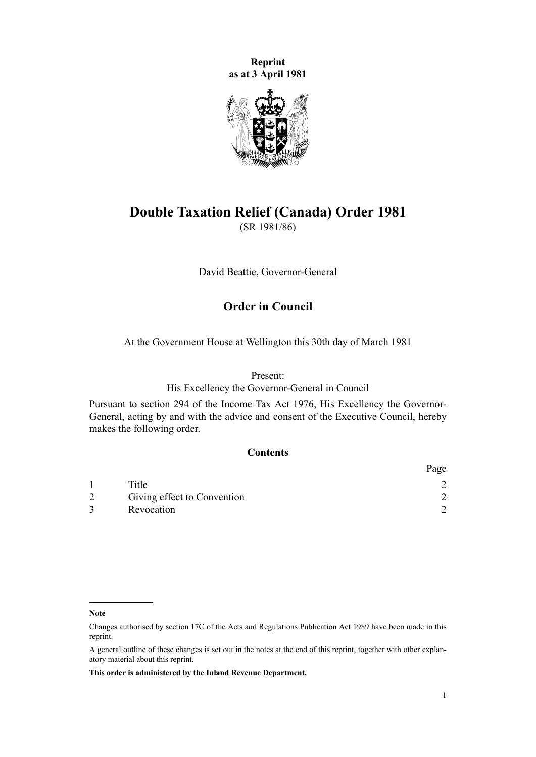**Reprint**
**as at 3 April 1981**

# Double Taxation Relief (Canada) Order 1981

(SR 1981/86)

David Beattie, Governor-General

## Order in Council

At the Government House at Wellington this 30th day of March 1981

Present:
His Excellency the Governor-General in Council

Pursuant to section 294 of the Income Tax Act 1976, His Excellency the Governor-General, acting by and with the advice and consent of the Executive Council, hereby makes the following order.

### Contents

| | | Page |
|---|---|---|
| 1 | Title | 2 |
| 2 | Giving effect to Convention | 2 |
| 3 | Revocation | 2 |

**Note**

Changes authorised by section 17C of the Acts and Regulations Publication Act 1989 have been made in this reprint.

A general outline of these changes is set out in the notes at the end of this reprint, together with other explanatory material about this reprint.

**This order is administered by the Inland Revenue Department.**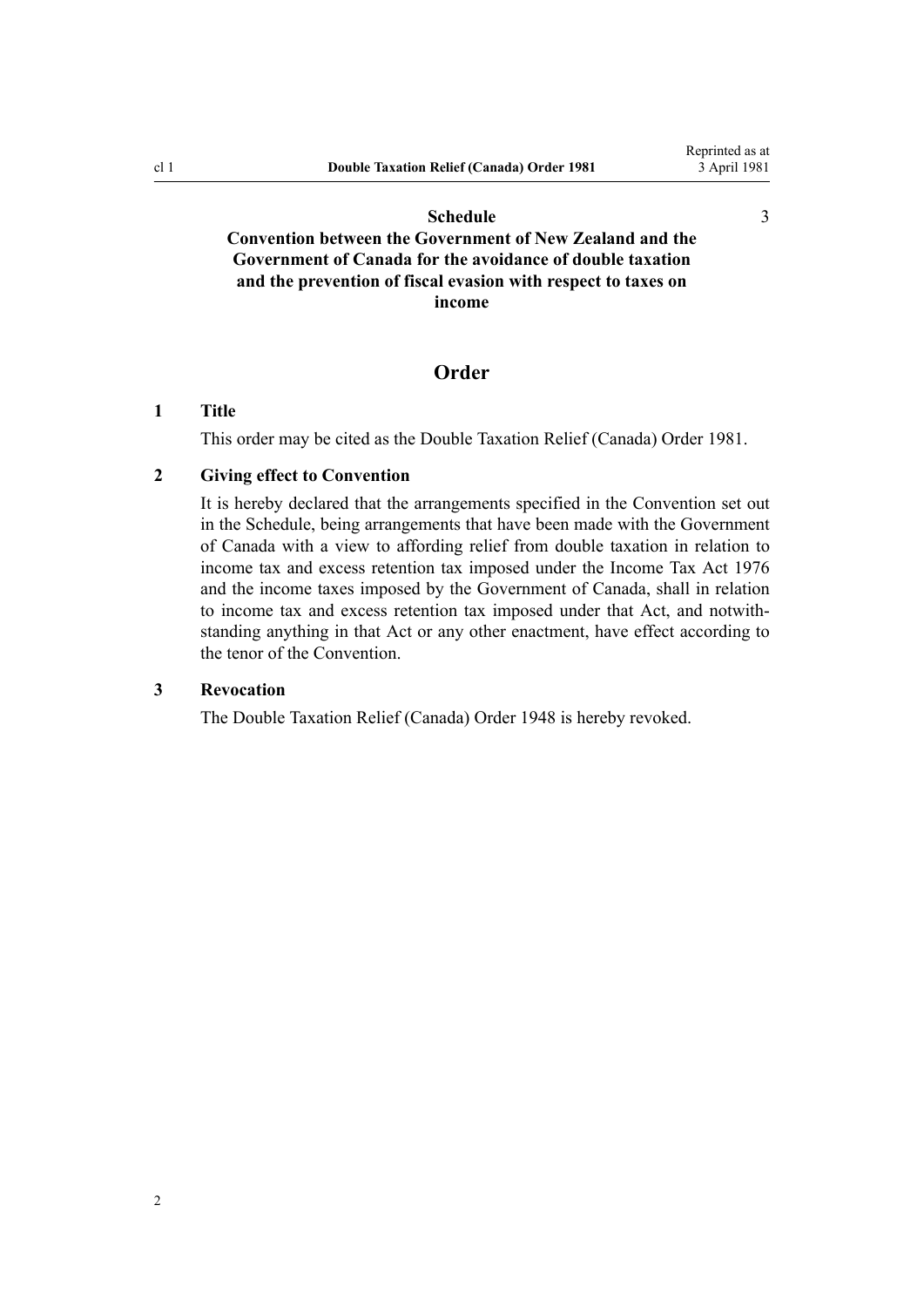**Schedule** 3

**Convention between the Government of New Zealand and the Government of Canada for the avoidance of double taxation and the prevention of fiscal evasion with respect to taxes on income**

## Order

### 1 Title

This order may be cited as the Double Taxation Relief (Canada) Order 1981.

### 2 Giving effect to Convention

It is hereby declared that the arrangements specified in the Convention set out in the Schedule, being arrangements that have been made with the Government of Canada with a view to affording relief from double taxation in relation to income tax and excess retention tax imposed under the Income Tax Act 1976 and the income taxes imposed by the Government of Canada, shall in relation to income tax and excess retention tax imposed under that Act, and notwithstanding anything in that Act or any other enactment, have effect according to the tenor of the Convention.

### 3 Revocation

The Double Taxation Relief (Canada) Order 1948 is hereby revoked.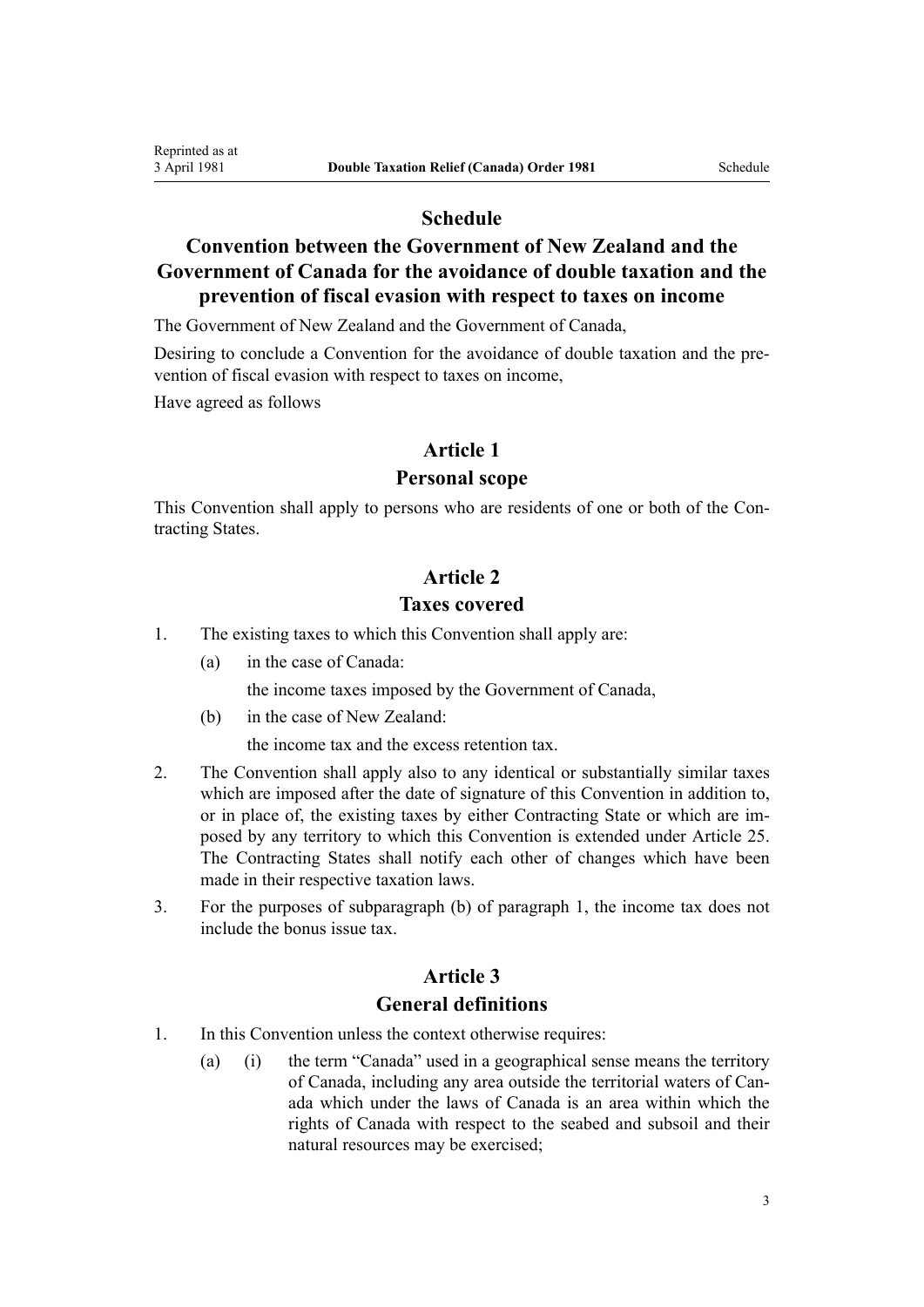# Schedule

## Convention between the Government of New Zealand and the Government of Canada for the avoidance of double taxation and the prevention of fiscal evasion with respect to taxes on income

The Government of New Zealand and the Government of Canada,

Desiring to conclude a Convention for the avoidance of double taxation and the prevention of fiscal evasion with respect to taxes on income,

Have agreed as follows

### Article 1

### Personal scope

This Convention shall apply to persons who are residents of one or both of the Contracting States.

### Article 2

### Taxes covered

1. The existing taxes to which this Convention shall apply are:
   - (a) in the case of Canada:

     the income taxes imposed by the Government of Canada,
   - (b) in the case of New Zealand:

     the income tax and the excess retention tax.
2. The Convention shall apply also to any identical or substantially similar taxes which are imposed after the date of signature of this Convention in addition to, or in place of, the existing taxes by either Contracting State or which are imposed by any territory to which this Convention is extended under Article 25. The Contracting States shall notify each other of changes which have been made in their respective taxation laws.
3. For the purposes of subparagraph (b) of paragraph 1, the income tax does not include the bonus issue tax.

### Article 3

### General definitions

1. In this Convention unless the context otherwise requires:
   - (a) (i) the term "Canada" used in a geographical sense means the territory of Canada, including any area outside the territorial waters of Canada which under the laws of Canada is an area within which the rights of Canada with respect to the seabed and subsoil and their natural resources may be exercised;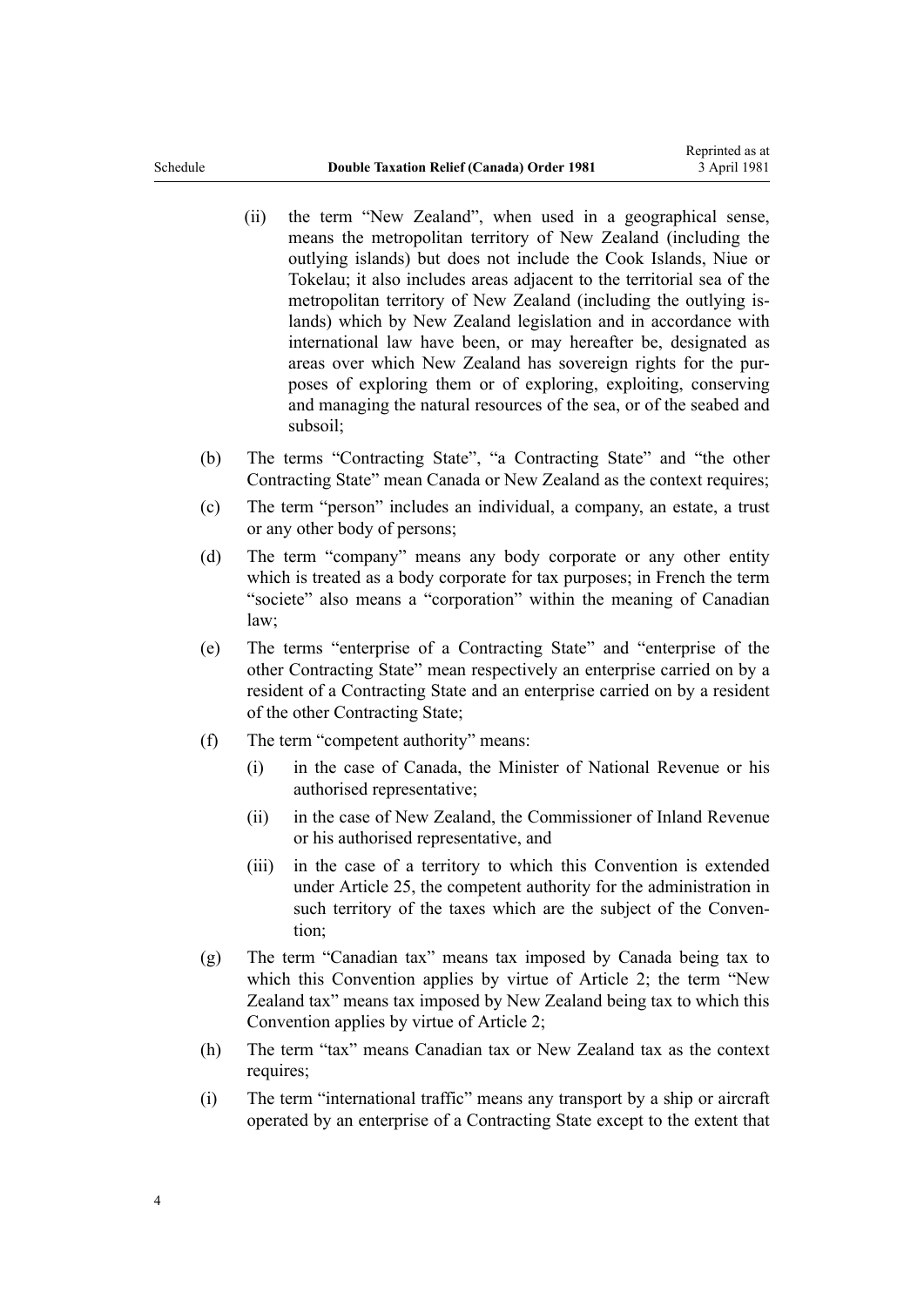(ii) the term "New Zealand", when used in a geographical sense, means the metropolitan territory of New Zealand (including the outlying islands) but does not include the Cook Islands, Niue or Tokelau; it also includes areas adjacent to the territorial sea of the metropolitan territory of New Zealand (including the outlying islands) which by New Zealand legislation and in accordance with international law have been, or may hereafter be, designated as areas over which New Zealand has sovereign rights for the purposes of exploring them or of exploring, exploiting, conserving and managing the natural resources of the sea, or of the seabed and subsoil;

(b) The terms "Contracting State", "a Contracting State" and "the other Contracting State" mean Canada or New Zealand as the context requires;

(c) The term "person" includes an individual, a company, an estate, a trust or any other body of persons;

(d) The term "company" means any body corporate or any other entity which is treated as a body corporate for tax purposes; in French the term "societe" also means a "corporation" within the meaning of Canadian law;

(e) The terms "enterprise of a Contracting State" and "enterprise of the other Contracting State" mean respectively an enterprise carried on by a resident of a Contracting State and an enterprise carried on by a resident of the other Contracting State;

(f) The term "competent authority" means:

(i) in the case of Canada, the Minister of National Revenue or his authorised representative;

(ii) in the case of New Zealand, the Commissioner of Inland Revenue or his authorised representative, and

(iii) in the case of a territory to which this Convention is extended under Article 25, the competent authority for the administration in such territory of the taxes which are the subject of the Convention;

(g) The term "Canadian tax" means tax imposed by Canada being tax to which this Convention applies by virtue of Article 2; the term "New Zealand tax" means tax imposed by New Zealand being tax to which this Convention applies by virtue of Article 2;

(h) The term "tax" means Canadian tax or New Zealand tax as the context requires;

(i) The term "international traffic" means any transport by a ship or aircraft operated by an enterprise of a Contracting State except to the extent that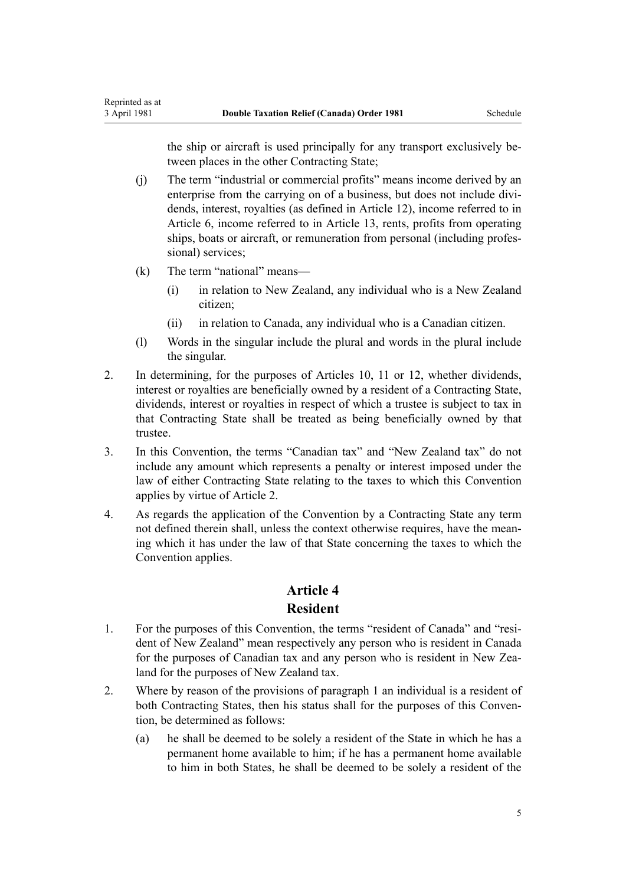the ship or aircraft is used principally for any transport exclusively between places in the other Contracting State;

(j) The term "industrial or commercial profits" means income derived by an enterprise from the carrying on of a business, but does not include dividends, interest, royalties (as defined in Article 12), income referred to in Article 6, income referred to in Article 13, rents, profits from operating ships, boats or aircraft, or remuneration from personal (including professional) services;

(k) The term "national" means—

  (i) in relation to New Zealand, any individual who is a New Zealand citizen;

  (ii) in relation to Canada, any individual who is a Canadian citizen.

(l) Words in the singular include the plural and words in the plural include the singular.

2. In determining, for the purposes of Articles 10, 11 or 12, whether dividends, interest or royalties are beneficially owned by a resident of a Contracting State, dividends, interest or royalties in respect of which a trustee is subject to tax in that Contracting State shall be treated as being beneficially owned by that trustee.

3. In this Convention, the terms "Canadian tax" and "New Zealand tax" do not include any amount which represents a penalty or interest imposed under the law of either Contracting State relating to the taxes to which this Convention applies by virtue of Article 2.

4. As regards the application of the Convention by a Contracting State any term not defined therein shall, unless the context otherwise requires, have the meaning which it has under the law of that State concerning the taxes to which the Convention applies.

## Article 4
## Resident

1. For the purposes of this Convention, the terms "resident of Canada" and "resident of New Zealand" mean respectively any person who is resident in Canada for the purposes of Canadian tax and any person who is resident in New Zealand for the purposes of New Zealand tax.

2. Where by reason of the provisions of paragraph 1 an individual is a resident of both Contracting States, then his status shall for the purposes of this Convention, be determined as follows:

  (a) he shall be deemed to be solely a resident of the State in which he has a permanent home available to him; if he has a permanent home available to him in both States, he shall be deemed to be solely a resident of the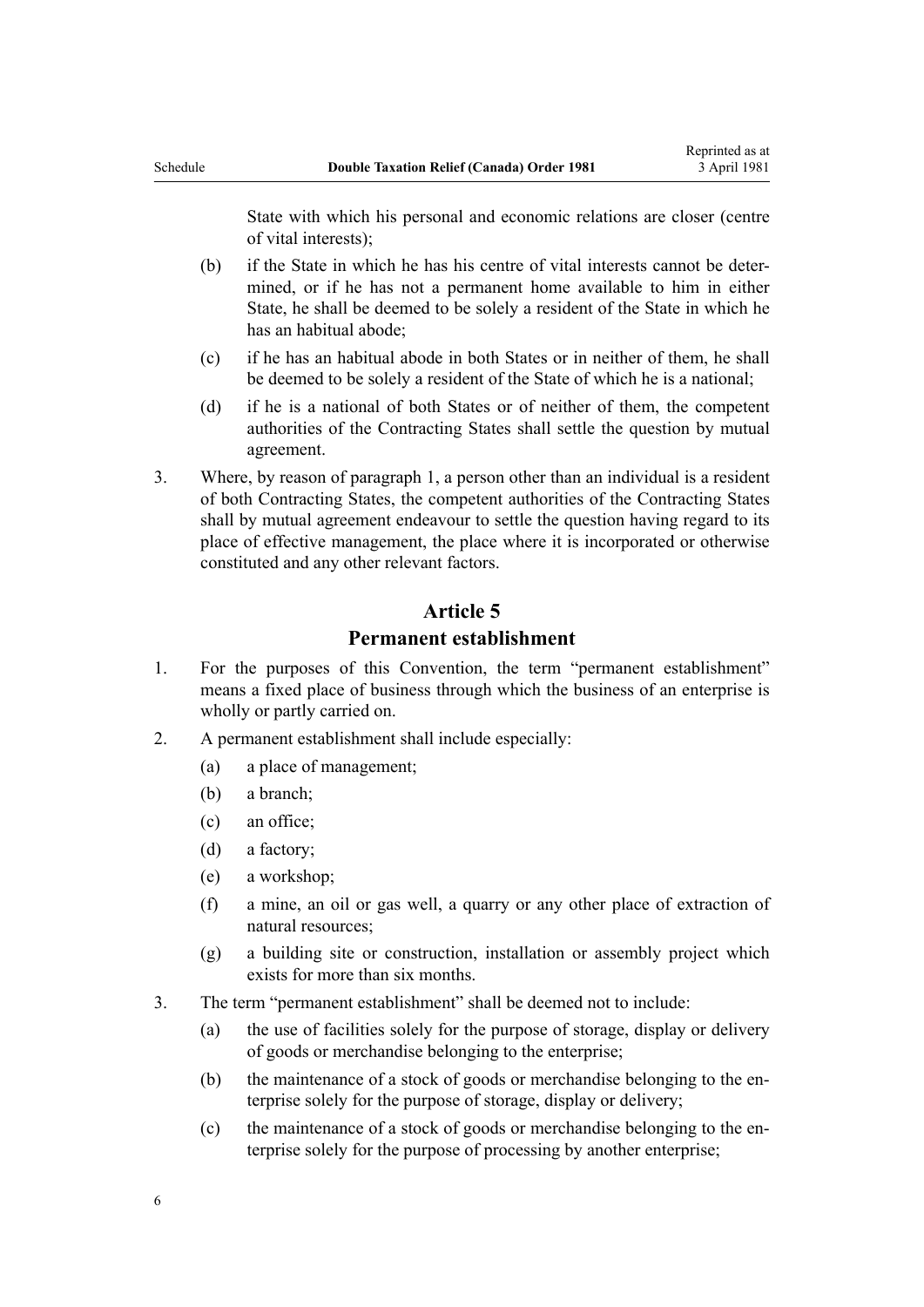State with which his personal and economic relations are closer (centre of vital interests);

(b) if the State in which he has his centre of vital interests cannot be determined, or if he has not a permanent home available to him in either State, he shall be deemed to be solely a resident of the State in which he has an habitual abode;

(c) if he has an habitual abode in both States or in neither of them, he shall be deemed to be solely a resident of the State of which he is a national;

(d) if he is a national of both States or of neither of them, the competent authorities of the Contracting States shall settle the question by mutual agreement.

3. Where, by reason of paragraph 1, a person other than an individual is a resident of both Contracting States, the competent authorities of the Contracting States shall by mutual agreement endeavour to settle the question having regard to its place of effective management, the place where it is incorporated or otherwise constituted and any other relevant factors.

## Article 5

## Permanent establishment

1. For the purposes of this Convention, the term "permanent establishment" means a fixed place of business through which the business of an enterprise is wholly or partly carried on.

2. A permanent establishment shall include especially:

   (a) a place of management;

   (b) a branch;

   (c) an office;

   (d) a factory;

   (e) a workshop;

   (f) a mine, an oil or gas well, a quarry or any other place of extraction of natural resources;

   (g) a building site or construction, installation or assembly project which exists for more than six months.

3. The term "permanent establishment" shall be deemed not to include:

   (a) the use of facilities solely for the purpose of storage, display or delivery of goods or merchandise belonging to the enterprise;

   (b) the maintenance of a stock of goods or merchandise belonging to the enterprise solely for the purpose of storage, display or delivery;

   (c) the maintenance of a stock of goods or merchandise belonging to the enterprise solely for the purpose of processing by another enterprise;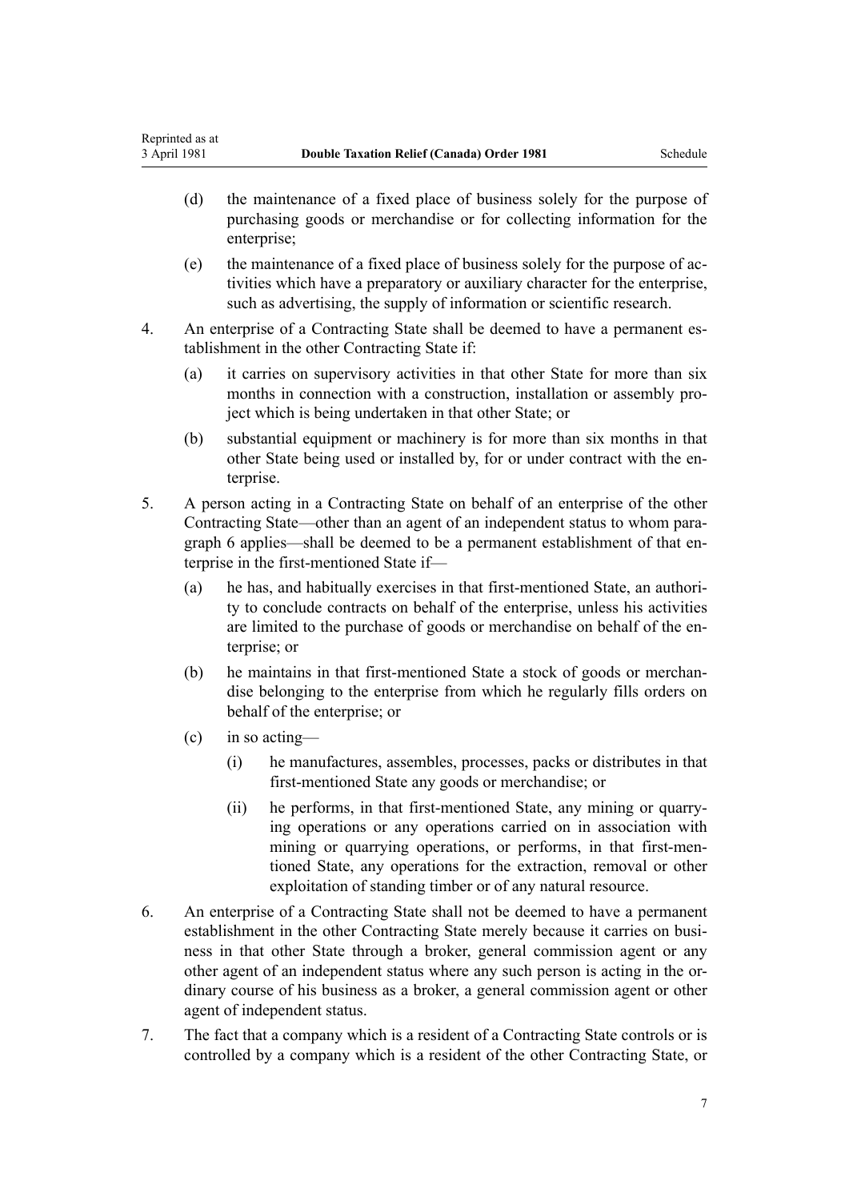(d) the maintenance of a fixed place of business solely for the purpose of purchasing goods or merchandise or for collecting information for the enterprise;

(e) the maintenance of a fixed place of business solely for the purpose of activities which have a preparatory or auxiliary character for the enterprise, such as advertising, the supply of information or scientific research.

4. An enterprise of a Contracting State shall be deemed to have a permanent establishment in the other Contracting State if:

(a) it carries on supervisory activities in that other State for more than six months in connection with a construction, installation or assembly project which is being undertaken in that other State; or

(b) substantial equipment or machinery is for more than six months in that other State being used or installed by, for or under contract with the enterprise.

5. A person acting in a Contracting State on behalf of an enterprise of the other Contracting State—other than an agent of an independent status to whom paragraph 6 applies—shall be deemed to be a permanent establishment of that enterprise in the first-mentioned State if—

(a) he has, and habitually exercises in that first-mentioned State, an authority to conclude contracts on behalf of the enterprise, unless his activities are limited to the purchase of goods or merchandise on behalf of the enterprise; or

(b) he maintains in that first-mentioned State a stock of goods or merchandise belonging to the enterprise from which he regularly fills orders on behalf of the enterprise; or

(c) in so acting—

(i) he manufactures, assembles, processes, packs or distributes in that first-mentioned State any goods or merchandise; or

(ii) he performs, in that first-mentioned State, any mining or quarrying operations or any operations carried on in association with mining or quarrying operations, or performs, in that first-mentioned State, any operations for the extraction, removal or other exploitation of standing timber or of any natural resource.

6. An enterprise of a Contracting State shall not be deemed to have a permanent establishment in the other Contracting State merely because it carries on business in that other State through a broker, general commission agent or any other agent of an independent status where any such person is acting in the ordinary course of his business as a broker, a general commission agent or other agent of independent status.

7. The fact that a company which is a resident of a Contracting State controls or is controlled by a company which is a resident of the other Contracting State, or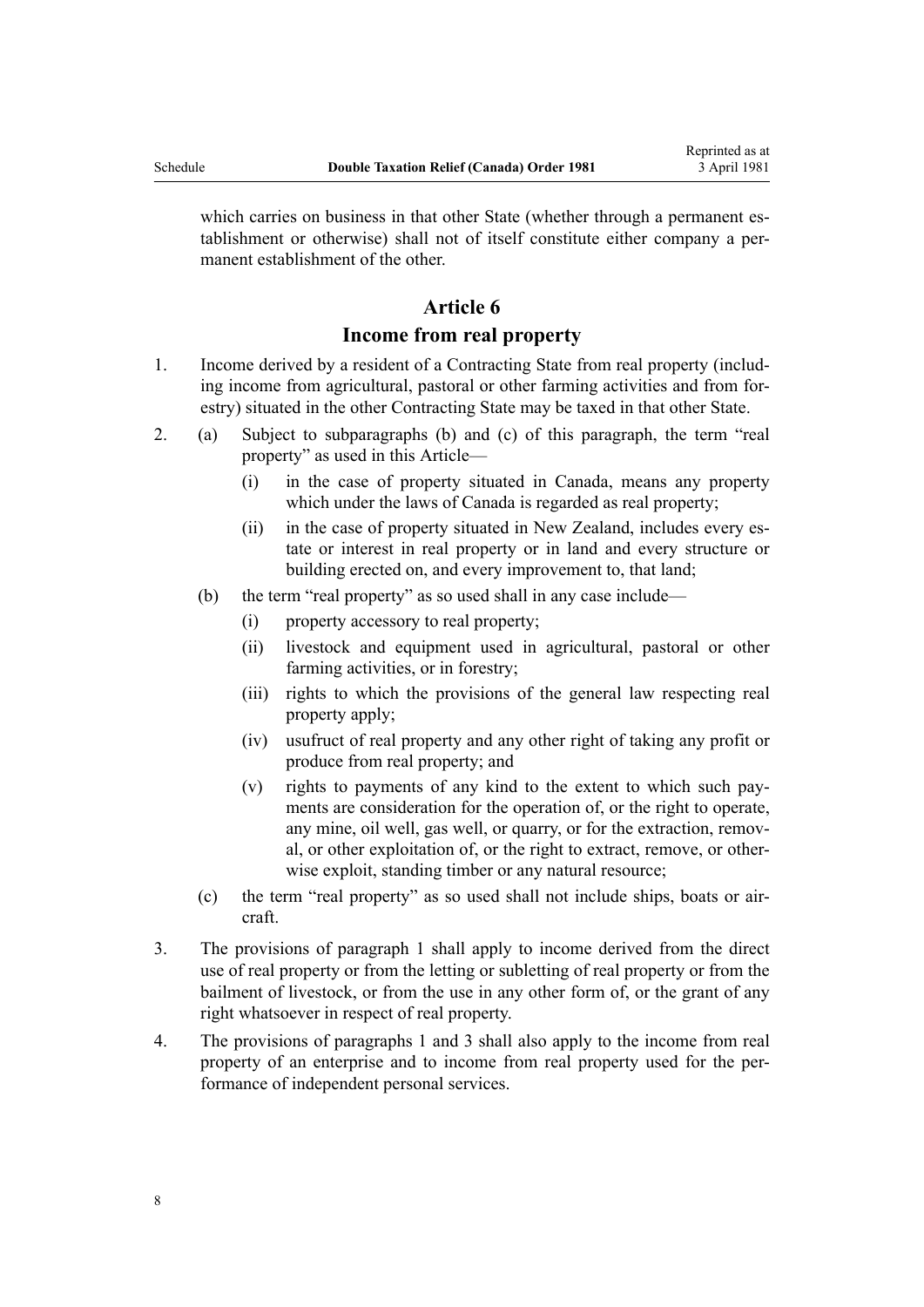which carries on business in that other State (whether through a permanent establishment or otherwise) shall not of itself constitute either company a permanent establishment of the other.

## Article 6

## Income from real property

1. Income derived by a resident of a Contracting State from real property (including income from agricultural, pastoral or other farming activities and from forestry) situated in the other Contracting State may be taxed in that other State.

2. (a) Subject to subparagraphs (b) and (c) of this paragraph, the term "real property" as used in this Article—

   (i) in the case of property situated in Canada, means any property which under the laws of Canada is regarded as real property;

   (ii) in the case of property situated in New Zealand, includes every estate or interest in real property or in land and every structure or building erected on, and every improvement to, that land;

   (b) the term "real property" as so used shall in any case include—

   (i) property accessory to real property;

   (ii) livestock and equipment used in agricultural, pastoral or other farming activities, or in forestry;

   (iii) rights to which the provisions of the general law respecting real property apply;

   (iv) usufruct of real property and any other right of taking any profit or produce from real property; and

   (v) rights to payments of any kind to the extent to which such payments are consideration for the operation of, or the right to operate, any mine, oil well, gas well, or quarry, or for the extraction, removal, or other exploitation of, or the right to extract, remove, or otherwise exploit, standing timber or any natural resource;

   (c) the term "real property" as so used shall not include ships, boats or aircraft.

3. The provisions of paragraph 1 shall apply to income derived from the direct use of real property or from the letting or subletting of real property or from the bailment of livestock, or from the use in any other form of, or the grant of any right whatsoever in respect of real property.

4. The provisions of paragraphs 1 and 3 shall also apply to the income from real property of an enterprise and to income from real property used for the performance of independent personal services.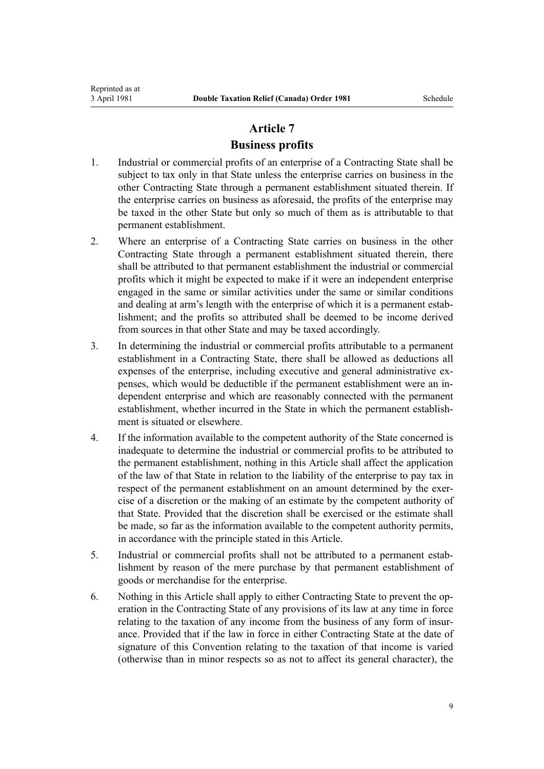## Article 7

### Business profits

1. Industrial or commercial profits of an enterprise of a Contracting State shall be subject to tax only in that State unless the enterprise carries on business in the other Contracting State through a permanent establishment situated therein. If the enterprise carries on business as aforesaid, the profits of the enterprise may be taxed in the other State but only so much of them as is attributable to that permanent establishment.
2. Where an enterprise of a Contracting State carries on business in the other Contracting State through a permanent establishment situated therein, there shall be attributed to that permanent establishment the industrial or commercial profits which it might be expected to make if it were an independent enterprise engaged in the same or similar activities under the same or similar conditions and dealing at arm's length with the enterprise of which it is a permanent establishment; and the profits so attributed shall be deemed to be income derived from sources in that other State and may be taxed accordingly.
3. In determining the industrial or commercial profits attributable to a permanent establishment in a Contracting State, there shall be allowed as deductions all expenses of the enterprise, including executive and general administrative expenses, which would be deductible if the permanent establishment were an independent enterprise and which are reasonably connected with the permanent establishment, whether incurred in the State in which the permanent establishment is situated or elsewhere.
4. If the information available to the competent authority of the State concerned is inadequate to determine the industrial or commercial profits to be attributed to the permanent establishment, nothing in this Article shall affect the application of the law of that State in relation to the liability of the enterprise to pay tax in respect of the permanent establishment on an amount determined by the exercise of a discretion or the making of an estimate by the competent authority of that State. Provided that the discretion shall be exercised or the estimate shall be made, so far as the information available to the competent authority permits, in accordance with the principle stated in this Article.
5. Industrial or commercial profits shall not be attributed to a permanent establishment by reason of the mere purchase by that permanent establishment of goods or merchandise for the enterprise.
6. Nothing in this Article shall apply to either Contracting State to prevent the operation in the Contracting State of any provisions of its law at any time in force relating to the taxation of any income from the business of any form of insurance. Provided that if the law in force in either Contracting State at the date of signature of this Convention relating to the taxation of that income is varied (otherwise than in minor respects so as not to affect its general character), the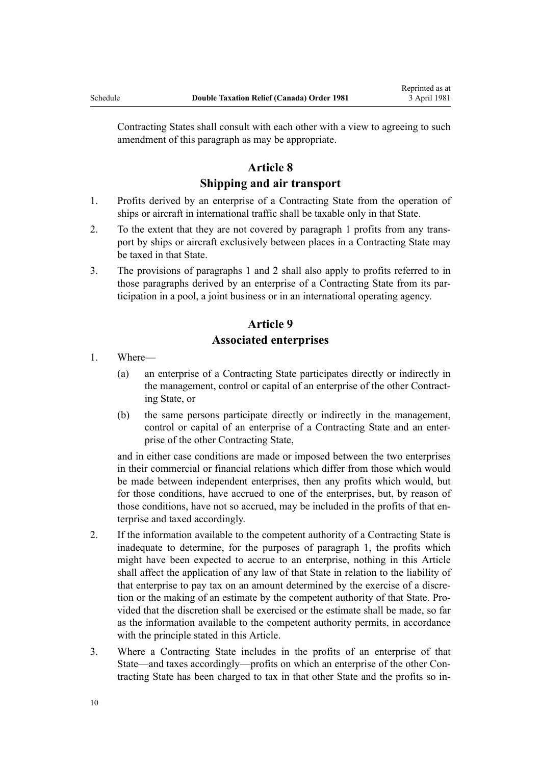Contracting States shall consult with each other with a view to agreeing to such amendment of this paragraph as may be appropriate.

## Article 8
## Shipping and air transport

1. Profits derived by an enterprise of a Contracting State from the operation of ships or aircraft in international traffic shall be taxable only in that State.
2. To the extent that they are not covered by paragraph 1 profits from any transport by ships or aircraft exclusively between places in a Contracting State may be taxed in that State.
3. The provisions of paragraphs 1 and 2 shall also apply to profits referred to in those paragraphs derived by an enterprise of a Contracting State from its participation in a pool, a joint business or in an international operating agency.

## Article 9
## Associated enterprises

1. Where—
   - (a) an enterprise of a Contracting State participates directly or indirectly in the management, control or capital of an enterprise of the other Contracting State, or
   - (b) the same persons participate directly or indirectly in the management, control or capital of an enterprise of a Contracting State and an enterprise of the other Contracting State,

   and in either case conditions are made or imposed between the two enterprises in their commercial or financial relations which differ from those which would be made between independent enterprises, then any profits which would, but for those conditions, have accrued to one of the enterprises, but, by reason of those conditions, have not so accrued, may be included in the profits of that enterprise and taxed accordingly.
2. If the information available to the competent authority of a Contracting State is inadequate to determine, for the purposes of paragraph 1, the profits which might have been expected to accrue to an enterprise, nothing in this Article shall affect the application of any law of that State in relation to the liability of that enterprise to pay tax on an amount determined by the exercise of a discretion or the making of an estimate by the competent authority of that State. Provided that the discretion shall be exercised or the estimate shall be made, so far as the information available to the competent authority permits, in accordance with the principle stated in this Article.
3. Where a Contracting State includes in the profits of an enterprise of that State—and taxes accordingly—profits on which an enterprise of the other Contracting State has been charged to tax in that other State and the profits so in-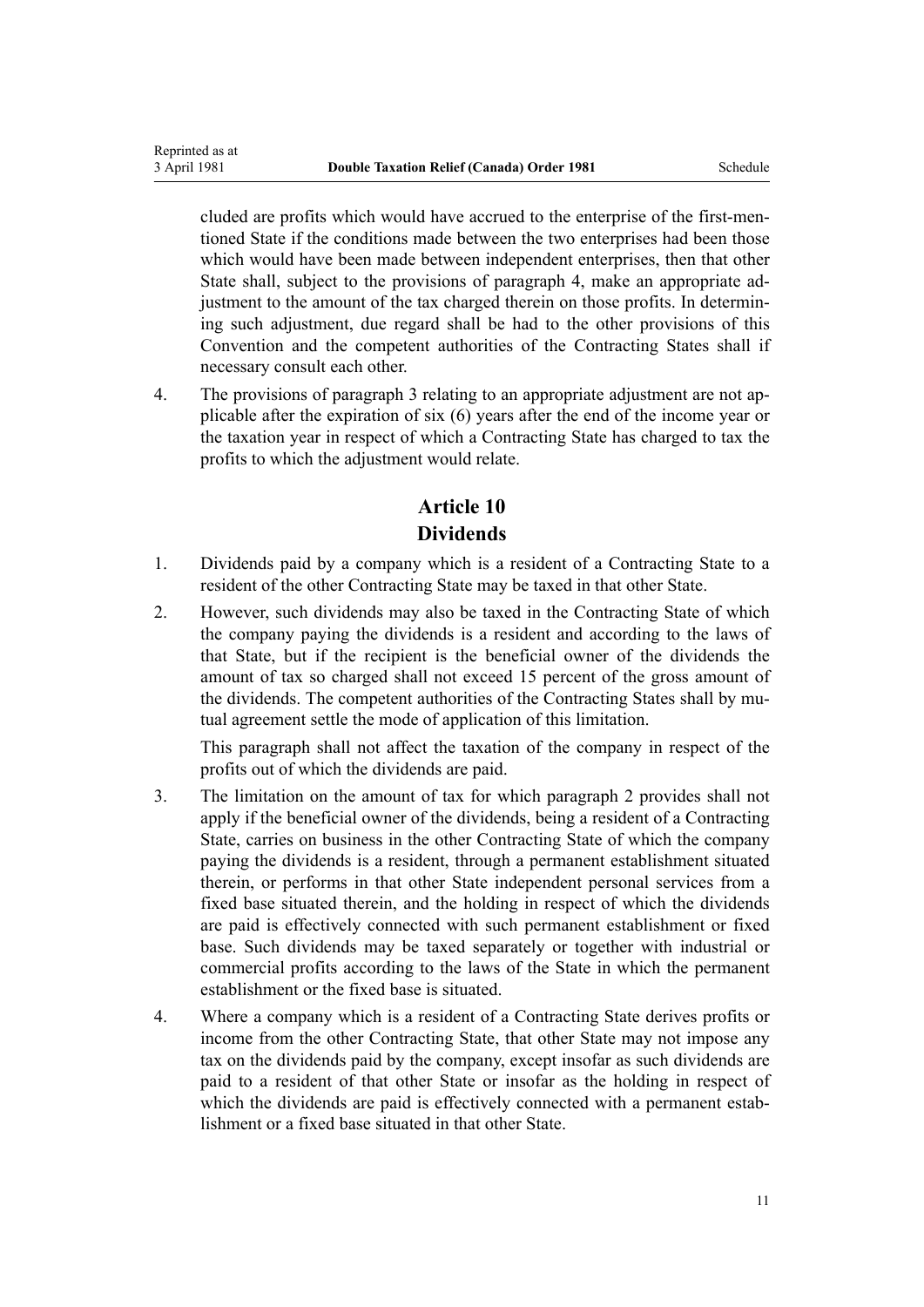cluded are profits which would have accrued to the enterprise of the first-mentioned State if the conditions made between the two enterprises had been those which would have been made between independent enterprises, then that other State shall, subject to the provisions of paragraph 4, make an appropriate adjustment to the amount of the tax charged therein on those profits. In determining such adjustment, due regard shall be had to the other provisions of this Convention and the competent authorities of the Contracting States shall if necessary consult each other.

4. The provisions of paragraph 3 relating to an appropriate adjustment are not applicable after the expiration of six (6) years after the end of the income year or the taxation year in respect of which a Contracting State has charged to tax the profits to which the adjustment would relate.

## Article 10
## Dividends

1. Dividends paid by a company which is a resident of a Contracting State to a resident of the other Contracting State may be taxed in that other State.

2. However, such dividends may also be taxed in the Contracting State of which the company paying the dividends is a resident and according to the laws of that State, but if the recipient is the beneficial owner of the dividends the amount of tax so charged shall not exceed 15 percent of the gross amount of the dividends. The competent authorities of the Contracting States shall by mutual agreement settle the mode of application of this limitation.

   This paragraph shall not affect the taxation of the company in respect of the profits out of which the dividends are paid.

3. The limitation on the amount of tax for which paragraph 2 provides shall not apply if the beneficial owner of the dividends, being a resident of a Contracting State, carries on business in the other Contracting State of which the company paying the dividends is a resident, through a permanent establishment situated therein, or performs in that other State independent personal services from a fixed base situated therein, and the holding in respect of which the dividends are paid is effectively connected with such permanent establishment or fixed base. Such dividends may be taxed separately or together with industrial or commercial profits according to the laws of the State in which the permanent establishment or the fixed base is situated.

4. Where a company which is a resident of a Contracting State derives profits or income from the other Contracting State, that other State may not impose any tax on the dividends paid by the company, except insofar as such dividends are paid to a resident of that other State or insofar as the holding in respect of which the dividends are paid is effectively connected with a permanent establishment or a fixed base situated in that other State.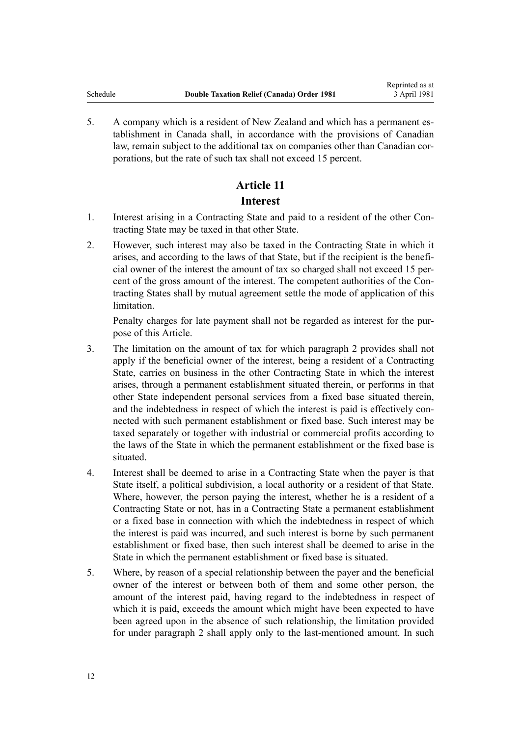5. A company which is a resident of New Zealand and which has a permanent establishment in Canada shall, in accordance with the provisions of Canadian law, remain subject to the additional tax on companies other than Canadian corporations, but the rate of such tax shall not exceed 15 percent.

## Article 11

## Interest

1. Interest arising in a Contracting State and paid to a resident of the other Contracting State may be taxed in that other State.

2. However, such interest may also be taxed in the Contracting State in which it arises, and according to the laws of that State, but if the recipient is the beneficial owner of the interest the amount of tax so charged shall not exceed 15 percent of the gross amount of the interest. The competent authorities of the Contracting States shall by mutual agreement settle the mode of application of this limitation.

   Penalty charges for late payment shall not be regarded as interest for the purpose of this Article.

3. The limitation on the amount of tax for which paragraph 2 provides shall not apply if the beneficial owner of the interest, being a resident of a Contracting State, carries on business in the other Contracting State in which the interest arises, through a permanent establishment situated therein, or performs in that other State independent personal services from a fixed base situated therein, and the indebtedness in respect of which the interest is paid is effectively connected with such permanent establishment or fixed base. Such interest may be taxed separately or together with industrial or commercial profits according to the laws of the State in which the permanent establishment or the fixed base is situated.

4. Interest shall be deemed to arise in a Contracting State when the payer is that State itself, a political subdivision, a local authority or a resident of that State. Where, however, the person paying the interest, whether he is a resident of a Contracting State or not, has in a Contracting State a permanent establishment or a fixed base in connection with which the indebtedness in respect of which the interest is paid was incurred, and such interest is borne by such permanent establishment or fixed base, then such interest shall be deemed to arise in the State in which the permanent establishment or fixed base is situated.

5. Where, by reason of a special relationship between the payer and the beneficial owner of the interest or between both of them and some other person, the amount of the interest paid, having regard to the indebtedness in respect of which it is paid, exceeds the amount which might have been expected to have been agreed upon in the absence of such relationship, the limitation provided for under paragraph 2 shall apply only to the last-mentioned amount. In such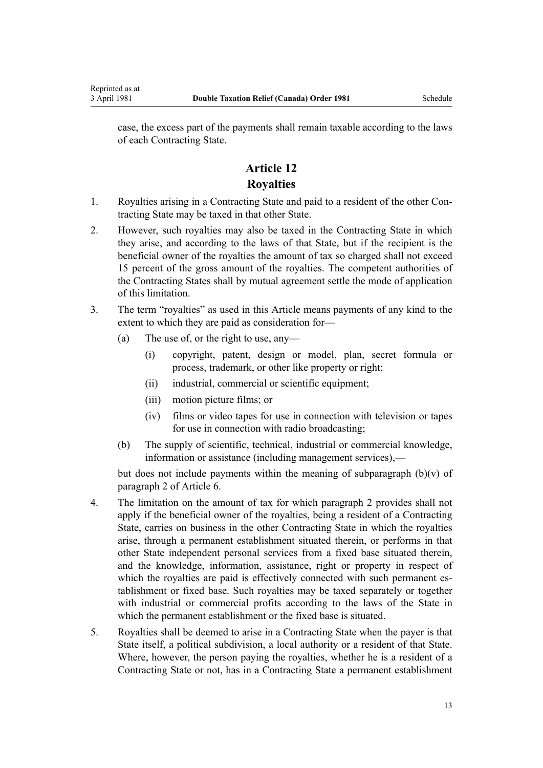case, the excess part of the payments shall remain taxable according to the laws of each Contracting State.

## Article 12
## Royalties

1. Royalties arising in a Contracting State and paid to a resident of the other Contracting State may be taxed in that other State.
2. However, such royalties may also be taxed in the Contracting State in which they arise, and according to the laws of that State, but if the recipient is the beneficial owner of the royalties the amount of tax so charged shall not exceed 15 percent of the gross amount of the royalties. The competent authorities of the Contracting States shall by mutual agreement settle the mode of application of this limitation.
3. The term "royalties" as used in this Article means payments of any kind to the extent to which they are paid as consideration for—
   (a) The use of, or the right to use, any—
      (i) copyright, patent, design or model, plan, secret formula or process, trademark, or other like property or right;
      (ii) industrial, commercial or scientific equipment;
      (iii) motion picture films; or
      (iv) films or video tapes for use in connection with television or tapes for use in connection with radio broadcasting;
   (b) The supply of scientific, technical, industrial or commercial knowledge, information or assistance (including management services),—

   but does not include payments within the meaning of subparagraph (b)(v) of paragraph 2 of Article 6.
4. The limitation on the amount of tax for which paragraph 2 provides shall not apply if the beneficial owner of the royalties, being a resident of a Contracting State, carries on business in the other Contracting State in which the royalties arise, through a permanent establishment situated therein, or performs in that other State independent personal services from a fixed base situated therein, and the knowledge, information, assistance, right or property in respect of which the royalties are paid is effectively connected with such permanent establishment or fixed base. Such royalties may be taxed separately or together with industrial or commercial profits according to the laws of the State in which the permanent establishment or the fixed base is situated.
5. Royalties shall be deemed to arise in a Contracting State when the payer is that State itself, a political subdivision, a local authority or a resident of that State. Where, however, the person paying the royalties, whether he is a resident of a Contracting State or not, has in a Contracting State a permanent establishment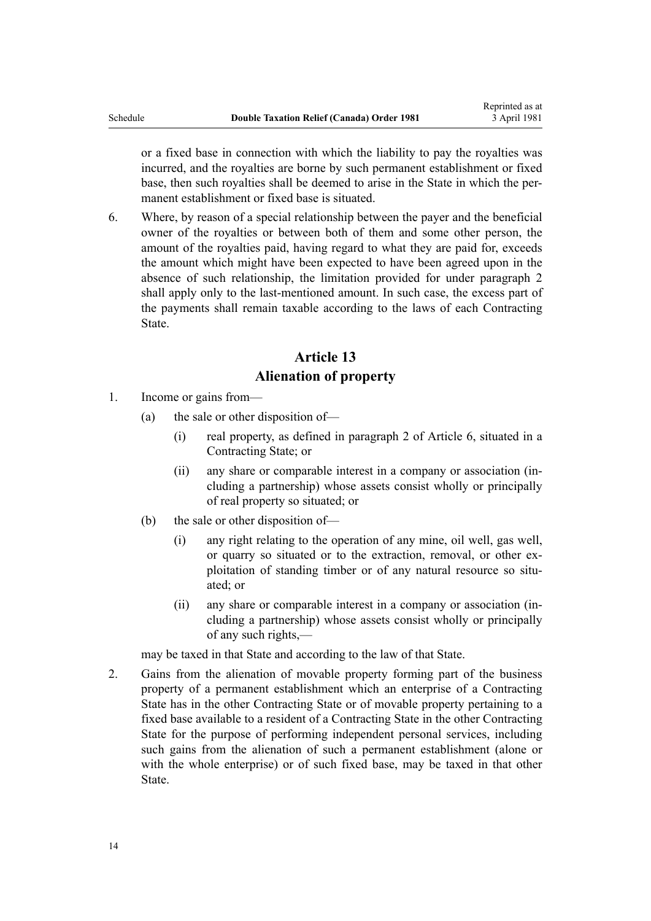or a fixed base in connection with which the liability to pay the royalties was incurred, and the royalties are borne by such permanent establishment or fixed base, then such royalties shall be deemed to arise in the State in which the permanent establishment or fixed base is situated.

6. Where, by reason of a special relationship between the payer and the beneficial owner of the royalties or between both of them and some other person, the amount of the royalties paid, having regard to what they are paid for, exceeds the amount which might have been expected to have been agreed upon in the absence of such relationship, the limitation provided for under paragraph 2 shall apply only to the last-mentioned amount. In such case, the excess part of the payments shall remain taxable according to the laws of each Contracting State.

## Article 13
## Alienation of property

1. Income or gains from—
   (a) the sale or other disposition of—
      (i) real property, as defined in paragraph 2 of Article 6, situated in a Contracting State; or
      (ii) any share or comparable interest in a company or association (including a partnership) whose assets consist wholly or principally of real property so situated; or
   (b) the sale or other disposition of—
      (i) any right relating to the operation of any mine, oil well, gas well, or quarry so situated or to the extraction, removal, or other exploitation of standing timber or of any natural resource so situated; or
      (ii) any share or comparable interest in a company or association (including a partnership) whose assets consist wholly or principally of any such rights,—

   may be taxed in that State and according to the law of that State.

2. Gains from the alienation of movable property forming part of the business property of a permanent establishment which an enterprise of a Contracting State has in the other Contracting State or of movable property pertaining to a fixed base available to a resident of a Contracting State in the other Contracting State for the purpose of performing independent personal services, including such gains from the alienation of such a permanent establishment (alone or with the whole enterprise) or of such fixed base, may be taxed in that other State.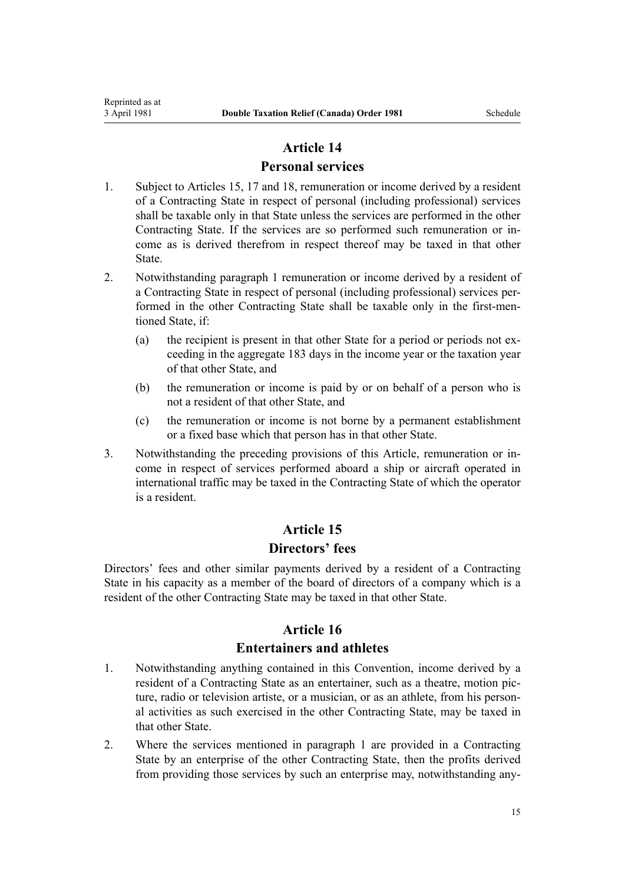## Article 14

### Personal services

1. Subject to Articles 15, 17 and 18, remuneration or income derived by a resident of a Contracting State in respect of personal (including professional) services shall be taxable only in that State unless the services are performed in the other Contracting State. If the services are so performed such remuneration or income as is derived therefrom in respect thereof may be taxed in that other State.
2. Notwithstanding paragraph 1 remuneration or income derived by a resident of a Contracting State in respect of personal (including professional) services performed in the other Contracting State shall be taxable only in the first-mentioned State, if:
   - (a) the recipient is present in that other State for a period or periods not exceeding in the aggregate 183 days in the income year or the taxation year of that other State, and
   - (b) the remuneration or income is paid by or on behalf of a person who is not a resident of that other State, and
   - (c) the remuneration or income is not borne by a permanent establishment or a fixed base which that person has in that other State.
3. Notwithstanding the preceding provisions of this Article, remuneration or income in respect of services performed aboard a ship or aircraft operated in international traffic may be taxed in the Contracting State of which the operator is a resident.

## Article 15

### Directors' fees

Directors' fees and other similar payments derived by a resident of a Contracting State in his capacity as a member of the board of directors of a company which is a resident of the other Contracting State may be taxed in that other State.

## Article 16

### Entertainers and athletes

1. Notwithstanding anything contained in this Convention, income derived by a resident of a Contracting State as an entertainer, such as a theatre, motion picture, radio or television artiste, or a musician, or as an athlete, from his personal activities as such exercised in the other Contracting State, may be taxed in that other State.
2. Where the services mentioned in paragraph 1 are provided in a Contracting State by an enterprise of the other Contracting State, then the profits derived from providing those services by such an enterprise may, notwithstanding any-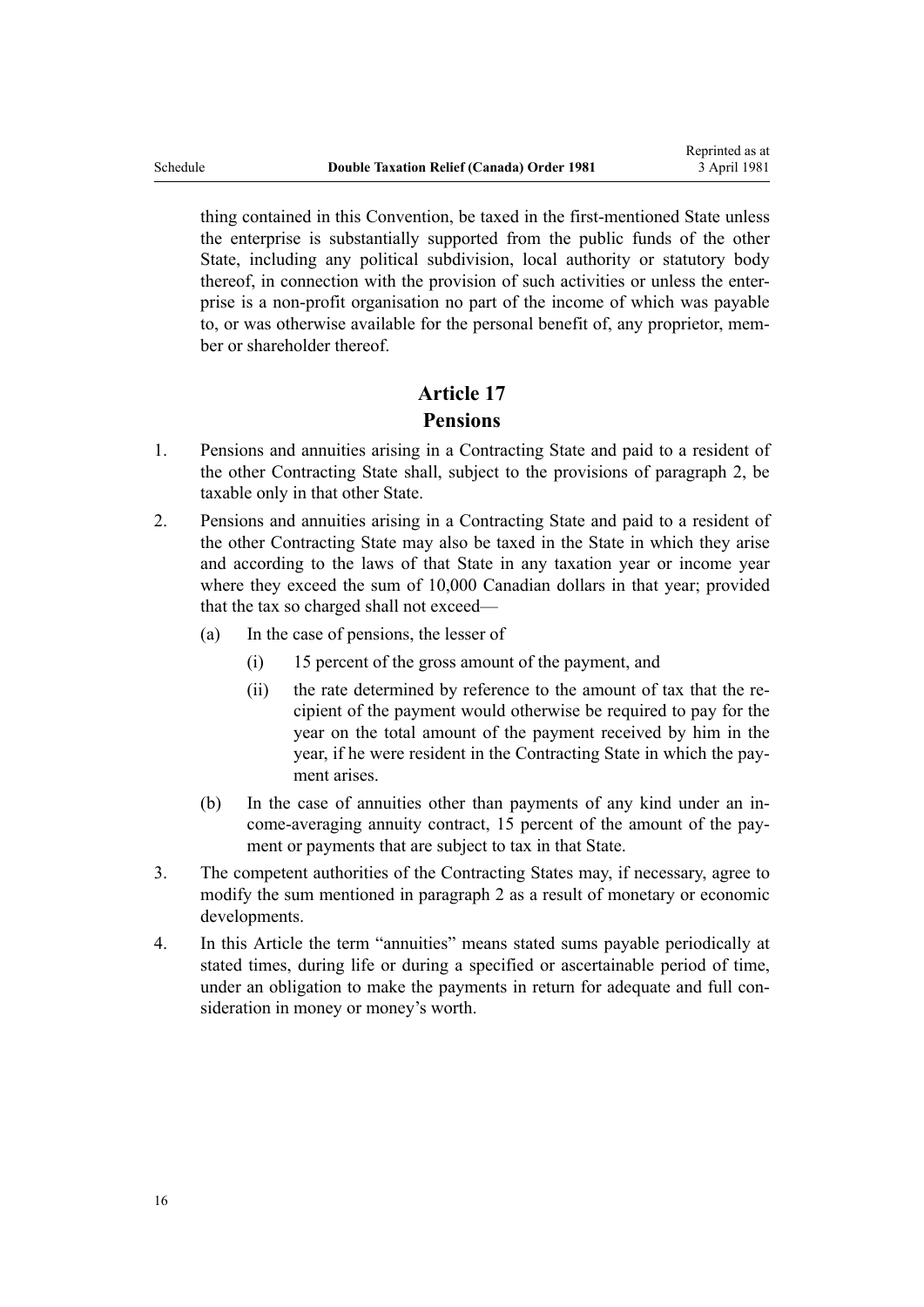thing contained in this Convention, be taxed in the first-mentioned State unless the enterprise is substantially supported from the public funds of the other State, including any political subdivision, local authority or statutory body thereof, in connection with the provision of such activities or unless the enterprise is a non-profit organisation no part of the income of which was payable to, or was otherwise available for the personal benefit of, any proprietor, member or shareholder thereof.

## Article 17
## Pensions

1. Pensions and annuities arising in a Contracting State and paid to a resident of the other Contracting State shall, subject to the provisions of paragraph 2, be taxable only in that other State.
2. Pensions and annuities arising in a Contracting State and paid to a resident of the other Contracting State may also be taxed in the State in which they arise and according to the laws of that State in any taxation year or income year where they exceed the sum of 10,000 Canadian dollars in that year; provided that the tax so charged shall not exceed—
   - (a) In the case of pensions, the lesser of
     - (i) 15 percent of the gross amount of the payment, and
     - (ii) the rate determined by reference to the amount of tax that the recipient of the payment would otherwise be required to pay for the year on the total amount of the payment received by him in the year, if he were resident in the Contracting State in which the payment arises.
   - (b) In the case of annuities other than payments of any kind under an income-averaging annuity contract, 15 percent of the amount of the payment or payments that are subject to tax in that State.
3. The competent authorities of the Contracting States may, if necessary, agree to modify the sum mentioned in paragraph 2 as a result of monetary or economic developments.
4. In this Article the term "annuities" means stated sums payable periodically at stated times, during life or during a specified or ascertainable period of time, under an obligation to make the payments in return for adequate and full consideration in money or money's worth.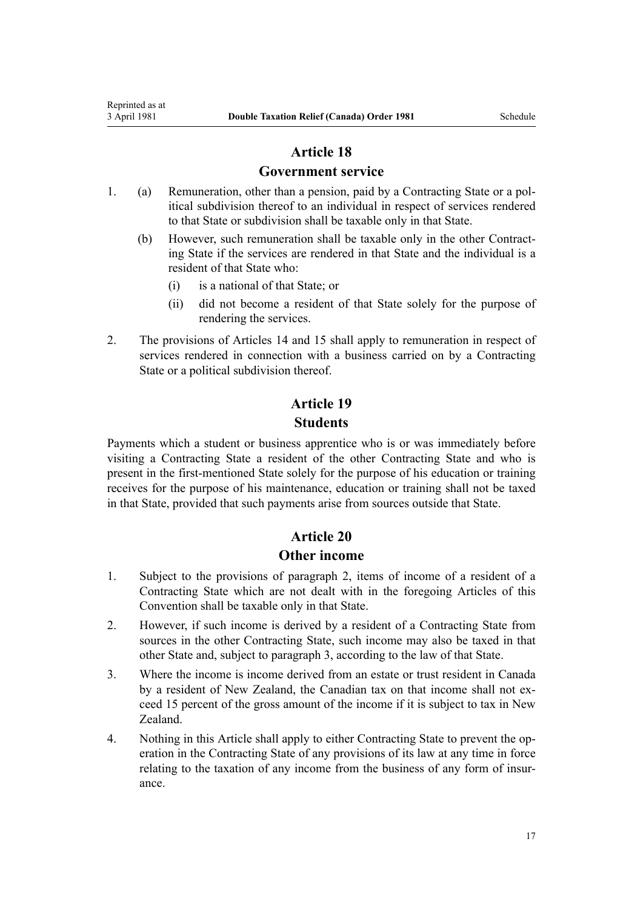## Article 18

### Government service

1. (a) Remuneration, other than a pension, paid by a Contracting State or a political subdivision thereof to an individual in respect of services rendered to that State or subdivision shall be taxable only in that State.

   (b) However, such remuneration shall be taxable only in the other Contracting State if the services are rendered in that State and the individual is a resident of that State who:

   (i) is a national of that State; or

   (ii) did not become a resident of that State solely for the purpose of rendering the services.

2. The provisions of Articles 14 and 15 shall apply to remuneration in respect of services rendered in connection with a business carried on by a Contracting State or a political subdivision thereof.

## Article 19

### Students

Payments which a student or business apprentice who is or was immediately before visiting a Contracting State a resident of the other Contracting State and who is present in the first-mentioned State solely for the purpose of his education or training receives for the purpose of his maintenance, education or training shall not be taxed in that State, provided that such payments arise from sources outside that State.

## Article 20

### Other income

1. Subject to the provisions of paragraph 2, items of income of a resident of a Contracting State which are not dealt with in the foregoing Articles of this Convention shall be taxable only in that State.
2. However, if such income is derived by a resident of a Contracting State from sources in the other Contracting State, such income may also be taxed in that other State and, subject to paragraph 3, according to the law of that State.
3. Where the income is income derived from an estate or trust resident in Canada by a resident of New Zealand, the Canadian tax on that income shall not exceed 15 percent of the gross amount of the income if it is subject to tax in New Zealand.
4. Nothing in this Article shall apply to either Contracting State to prevent the operation in the Contracting State of any provisions of its law at any time in force relating to the taxation of any income from the business of any form of insurance.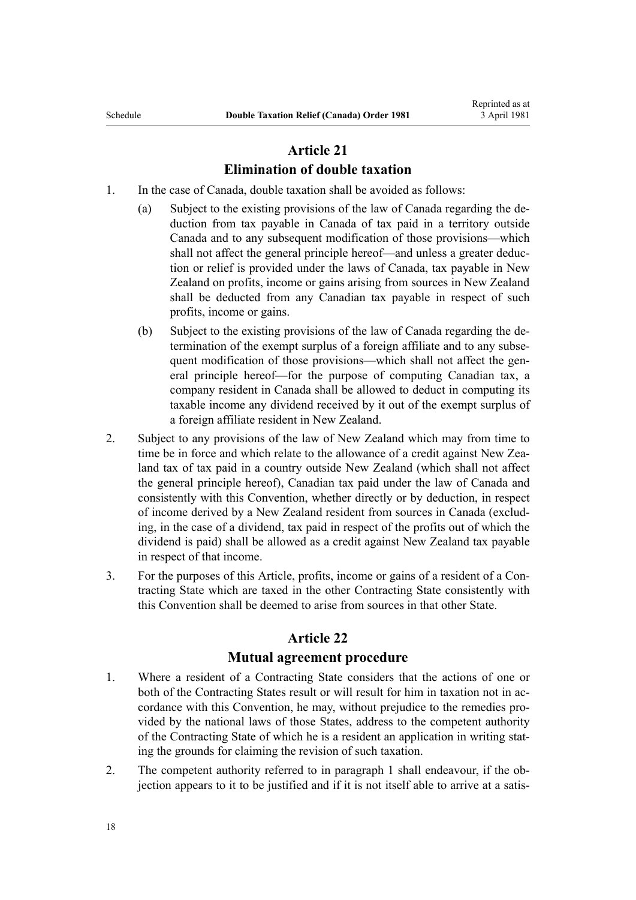## Article 21

### Elimination of double taxation

1. In the case of Canada, double taxation shall be avoided as follows:
    (a) Subject to the existing provisions of the law of Canada regarding the deduction from tax payable in Canada of tax paid in a territory outside Canada and to any subsequent modification of those provisions—which shall not affect the general principle hereof—and unless a greater deduction or relief is provided under the laws of Canada, tax payable in New Zealand on profits, income or gains arising from sources in New Zealand shall be deducted from any Canadian tax payable in respect of such profits, income or gains.
    (b) Subject to the existing provisions of the law of Canada regarding the determination of the exempt surplus of a foreign affiliate and to any subsequent modification of those provisions—which shall not affect the general principle hereof—for the purpose of computing Canadian tax, a company resident in Canada shall be allowed to deduct in computing its taxable income any dividend received by it out of the exempt surplus of a foreign affiliate resident in New Zealand.
2. Subject to any provisions of the law of New Zealand which may from time to time be in force and which relate to the allowance of a credit against New Zealand tax of tax paid in a country outside New Zealand (which shall not affect the general principle hereof), Canadian tax paid under the law of Canada and consistently with this Convention, whether directly or by deduction, in respect of income derived by a New Zealand resident from sources in Canada (excluding, in the case of a dividend, tax paid in respect of the profits out of which the dividend is paid) shall be allowed as a credit against New Zealand tax payable in respect of that income.
3. For the purposes of this Article, profits, income or gains of a resident of a Contracting State which are taxed in the other Contracting State consistently with this Convention shall be deemed to arise from sources in that other State.

## Article 22

### Mutual agreement procedure

1. Where a resident of a Contracting State considers that the actions of one or both of the Contracting States result or will result for him in taxation not in accordance with this Convention, he may, without prejudice to the remedies provided by the national laws of those States, address to the competent authority of the Contracting State of which he is a resident an application in writing stating the grounds for claiming the revision of such taxation.
2. The competent authority referred to in paragraph 1 shall endeavour, if the objection appears to it to be justified and if it is not itself able to arrive at a satis-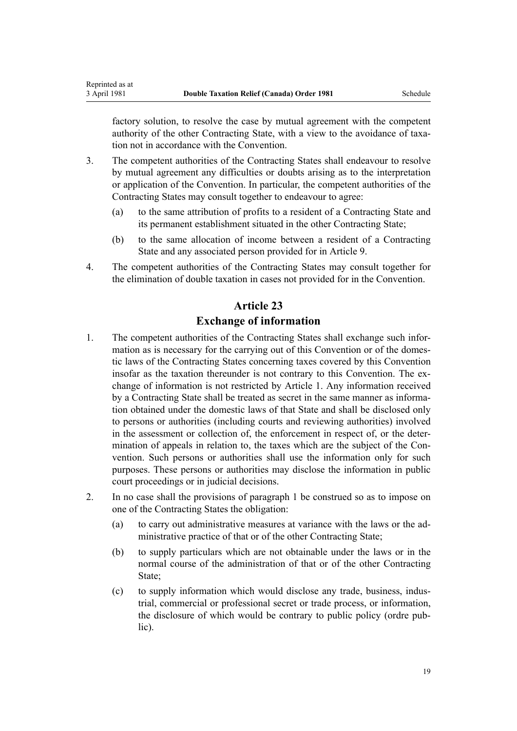factory solution, to resolve the case by mutual agreement with the competent authority of the other Contracting State, with a view to the avoidance of taxation not in accordance with the Convention.

3. The competent authorities of the Contracting States shall endeavour to resolve by mutual agreement any difficulties or doubts arising as to the interpretation or application of the Convention. In particular, the competent authorities of the Contracting States may consult together to endeavour to agree:
   (a) to the same attribution of profits to a resident of a Contracting State and its permanent establishment situated in the other Contracting State;
   (b) to the same allocation of income between a resident of a Contracting State and any associated person provided for in Article 9.

4. The competent authorities of the Contracting States may consult together for the elimination of double taxation in cases not provided for in the Convention.

## Article 23
## Exchange of information

1. The competent authorities of the Contracting States shall exchange such information as is necessary for the carrying out of this Convention or of the domestic laws of the Contracting States concerning taxes covered by this Convention insofar as the taxation thereunder is not contrary to this Convention. The exchange of information is not restricted by Article 1. Any information received by a Contracting State shall be treated as secret in the same manner as information obtained under the domestic laws of that State and shall be disclosed only to persons or authorities (including courts and reviewing authorities) involved in the assessment or collection of, the enforcement in respect of, or the determination of appeals in relation to, the taxes which are the subject of the Convention. Such persons or authorities shall use the information only for such purposes. These persons or authorities may disclose the information in public court proceedings or in judicial decisions.

2. In no case shall the provisions of paragraph 1 be construed so as to impose on one of the Contracting States the obligation:
   (a) to carry out administrative measures at variance with the laws or the administrative practice of that or of the other Contracting State;
   (b) to supply particulars which are not obtainable under the laws or in the normal course of the administration of that or of the other Contracting State;
   (c) to supply information which would disclose any trade, business, industrial, commercial or professional secret or trade process, or information, the disclosure of which would be contrary to public policy (ordre public).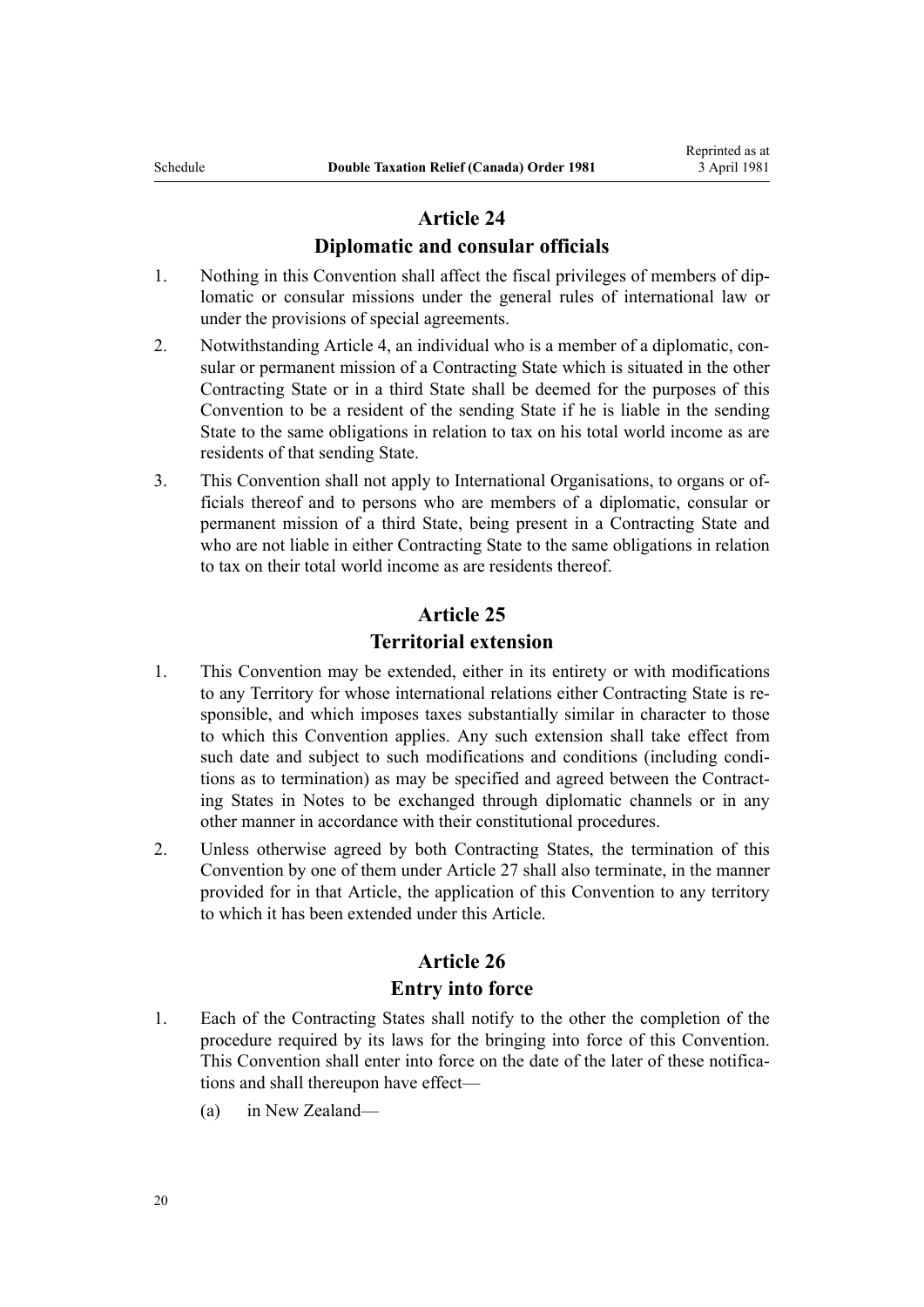## Article 24
## Diplomatic and consular officials

1. Nothing in this Convention shall affect the fiscal privileges of members of diplomatic or consular missions under the general rules of international law or under the provisions of special agreements.
2. Notwithstanding Article 4, an individual who is a member of a diplomatic, consular or permanent mission of a Contracting State which is situated in the other Contracting State or in a third State shall be deemed for the purposes of this Convention to be a resident of the sending State if he is liable in the sending State to the same obligations in relation to tax on his total world income as are residents of that sending State.
3. This Convention shall not apply to International Organisations, to organs or officials thereof and to persons who are members of a diplomatic, consular or permanent mission of a third State, being present in a Contracting State and who are not liable in either Contracting State to the same obligations in relation to tax on their total world income as are residents thereof.

## Article 25
## Territorial extension

1. This Convention may be extended, either in its entirety or with modifications to any Territory for whose international relations either Contracting State is responsible, and which imposes taxes substantially similar in character to those to which this Convention applies. Any such extension shall take effect from such date and subject to such modifications and conditions (including conditions as to termination) as may be specified and agreed between the Contracting States in Notes to be exchanged through diplomatic channels or in any other manner in accordance with their constitutional procedures.
2. Unless otherwise agreed by both Contracting States, the termination of this Convention by one of them under Article 27 shall also terminate, in the manner provided for in that Article, the application of this Convention to any territory to which it has been extended under this Article.

## Article 26
## Entry into force

1. Each of the Contracting States shall notify to the other the completion of the procedure required by its laws for the bringing into force of this Convention. This Convention shall enter into force on the date of the later of these notifications and shall thereupon have effect—
   (a) in New Zealand—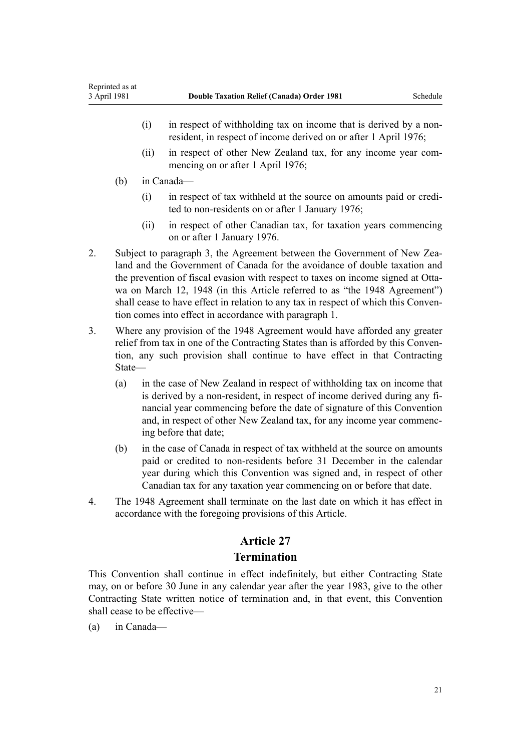(i) in respect of withholding tax on income that is derived by a non-resident, in respect of income derived on or after 1 April 1976;

(ii) in respect of other New Zealand tax, for any income year commencing on or after 1 April 1976;

(b) in Canada—

(i) in respect of tax withheld at the source on amounts paid or credited to non-residents on or after 1 January 1976;

(ii) in respect of other Canadian tax, for taxation years commencing on or after 1 January 1976.

2. Subject to paragraph 3, the Agreement between the Government of New Zealand and the Government of Canada for the avoidance of double taxation and the prevention of fiscal evasion with respect to taxes on income signed at Ottawa on March 12, 1948 (in this Article referred to as "the 1948 Agreement") shall cease to have effect in relation to any tax in respect of which this Convention comes into effect in accordance with paragraph 1.

3. Where any provision of the 1948 Agreement would have afforded any greater relief from tax in one of the Contracting States than is afforded by this Convention, any such provision shall continue to have effect in that Contracting State—

(a) in the case of New Zealand in respect of withholding tax on income that is derived by a non-resident, in respect of income derived during any financial year commencing before the date of signature of this Convention and, in respect of other New Zealand tax, for any income year commencing before that date;

(b) in the case of Canada in respect of tax withheld at the source on amounts paid or credited to non-residents before 31 December in the calendar year during which this Convention was signed and, in respect of other Canadian tax for any taxation year commencing on or before that date.

4. The 1948 Agreement shall terminate on the last date on which it has effect in accordance with the foregoing provisions of this Article.

## Article 27

## Termination

This Convention shall continue in effect indefinitely, but either Contracting State may, on or before 30 June in any calendar year after the year 1983, give to the other Contracting State written notice of termination and, in that event, this Convention shall cease to be effective—

(a) in Canada—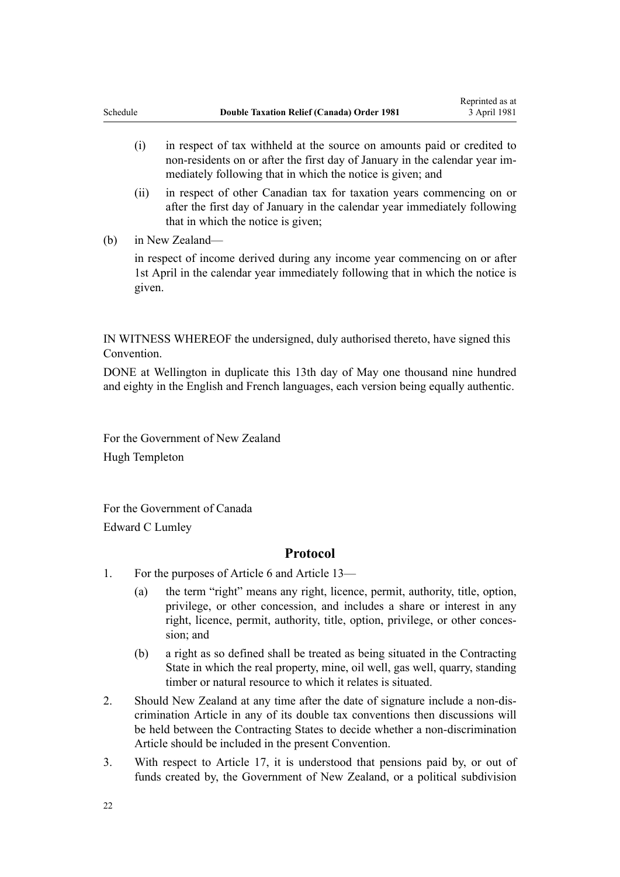(i) in respect of tax withheld at the source on amounts paid or credited to non-residents on or after the first day of January in the calendar year immediately following that in which the notice is given; and

(ii) in respect of other Canadian tax for taxation years commencing on or after the first day of January in the calendar year immediately following that in which the notice is given;

(b) in New Zealand—

in respect of income derived during any income year commencing on or after 1st April in the calendar year immediately following that in which the notice is given.

IN WITNESS WHEREOF the undersigned, duly authorised thereto, have signed this Convention.

DONE at Wellington in duplicate this 13th day of May one thousand nine hundred and eighty in the English and French languages, each version being equally authentic.

For the Government of New Zealand
Hugh Templeton

For the Government of Canada
Edward C Lumley

## Protocol

1. For the purposes of Article 6 and Article 13—

   (a) the term "right" means any right, licence, permit, authority, title, option, privilege, or other concession, and includes a share or interest in any right, licence, permit, authority, title, option, privilege, or other concession; and

   (b) a right as so defined shall be treated as being situated in the Contracting State in which the real property, mine, oil well, gas well, quarry, standing timber or natural resource to which it relates is situated.

2. Should New Zealand at any time after the date of signature include a non-discrimination Article in any of its double tax conventions then discussions will be held between the Contracting States to decide whether a non-discrimination Article should be included in the present Convention.

3. With respect to Article 17, it is understood that pensions paid by, or out of funds created by, the Government of New Zealand, or a political subdivision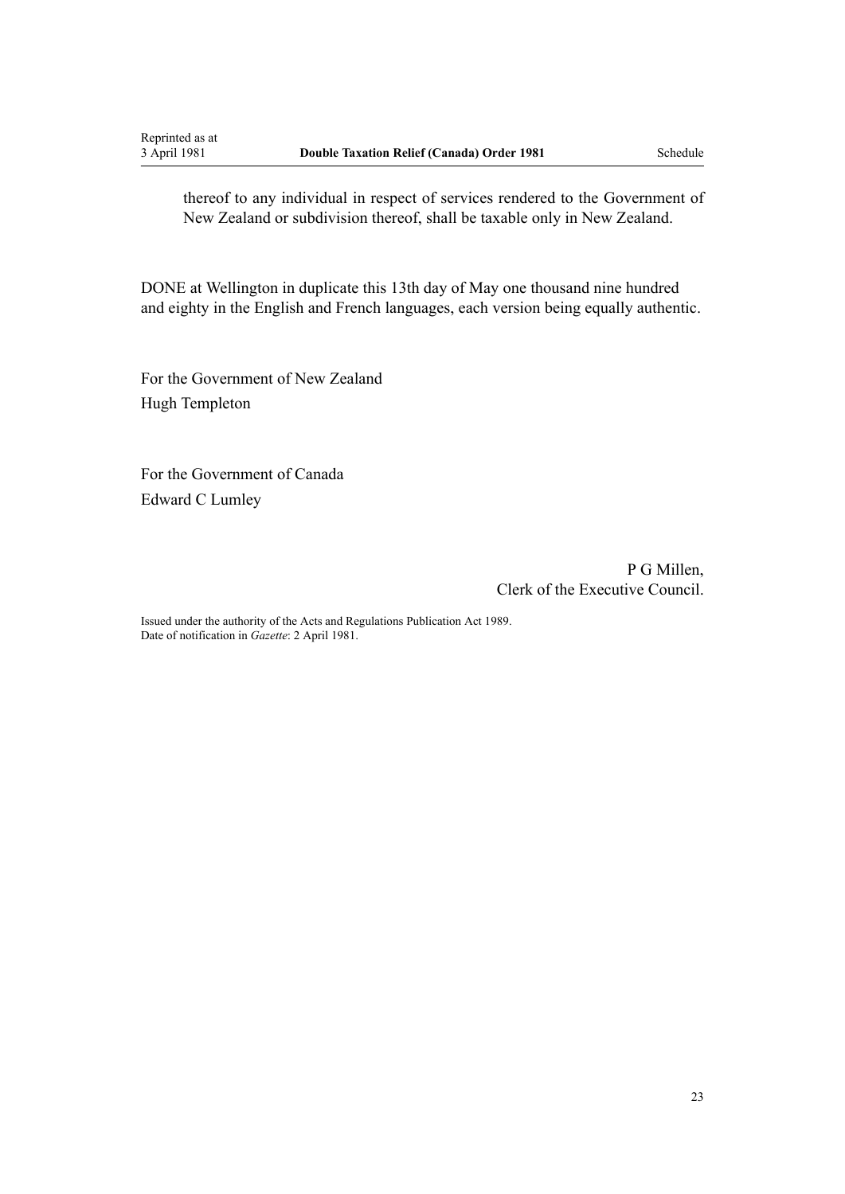thereof to any individual in respect of services rendered to the Government of New Zealand or subdivision thereof, shall be taxable only in New Zealand.

DONE at Wellington in duplicate this 13th day of May one thousand nine hundred and eighty in the English and French languages, each version being equally authentic.

For the Government of New Zealand
Hugh Templeton

For the Government of Canada
Edward C Lumley

P G Millen,
Clerk of the Executive Council.

Issued under the authority of the Acts and Regulations Publication Act 1989.
Date of notification in *Gazette*: 2 April 1981.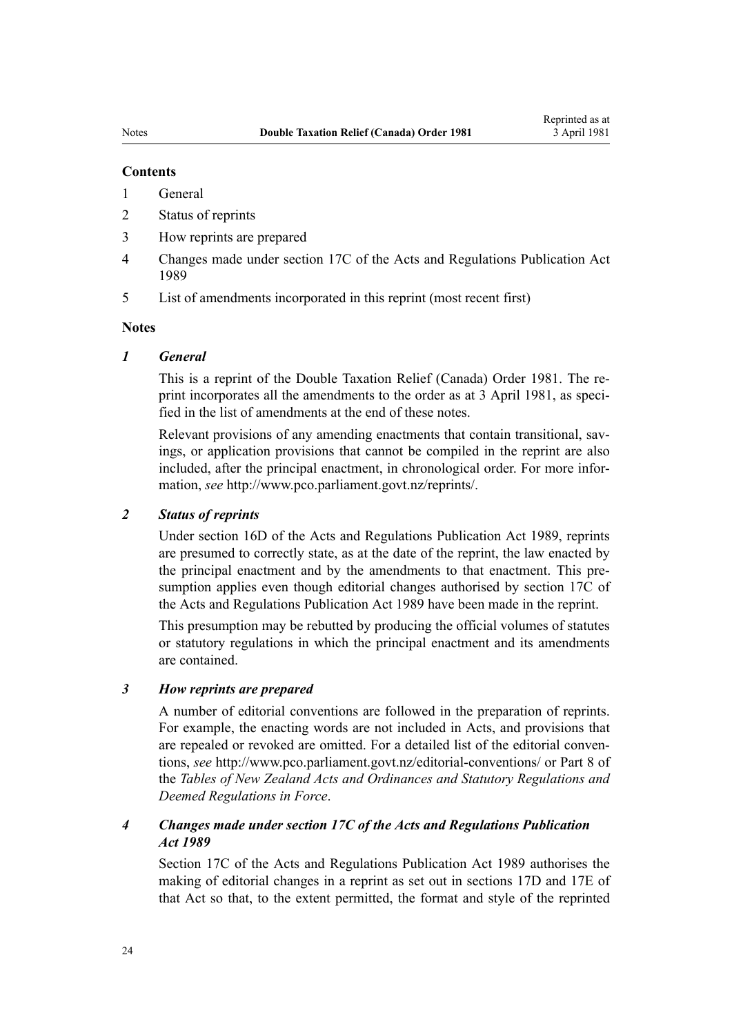**Contents**

1 General

2 Status of reprints

3 How reprints are prepared

4 Changes made under section 17C of the Acts and Regulations Publication Act 1989

5 List of amendments incorporated in this reprint (most recent first)

**Notes**

***1 General***

This is a reprint of the Double Taxation Relief (Canada) Order 1981. The reprint incorporates all the amendments to the order as at 3 April 1981, as specified in the list of amendments at the end of these notes.

Relevant provisions of any amending enactments that contain transitional, savings, or application provisions that cannot be compiled in the reprint are also included, after the principal enactment, in chronological order. For more information, *see* http://www.pco.parliament.govt.nz/reprints/.

***2 Status of reprints***

Under section 16D of the Acts and Regulations Publication Act 1989, reprints are presumed to correctly state, as at the date of the reprint, the law enacted by the principal enactment and by the amendments to that enactment. This presumption applies even though editorial changes authorised by section 17C of the Acts and Regulations Publication Act 1989 have been made in the reprint.

This presumption may be rebutted by producing the official volumes of statutes or statutory regulations in which the principal enactment and its amendments are contained.

***3 How reprints are prepared***

A number of editorial conventions are followed in the preparation of reprints. For example, the enacting words are not included in Acts, and provisions that are repealed or revoked are omitted. For a detailed list of the editorial conventions, *see* http://www.pco.parliament.govt.nz/editorial-conventions/ or Part 8 of the *Tables of New Zealand Acts and Ordinances and Statutory Regulations and Deemed Regulations in Force*.

***4 Changes made under section 17C of the Acts and Regulations Publication Act 1989***

Section 17C of the Acts and Regulations Publication Act 1989 authorises the making of editorial changes in a reprint as set out in sections 17D and 17E of that Act so that, to the extent permitted, the format and style of the reprinted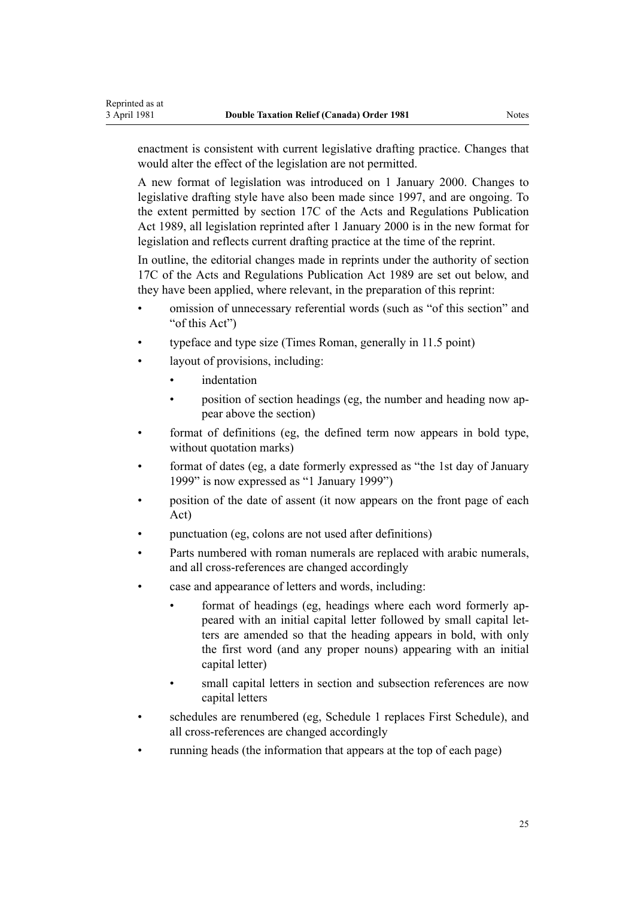enactment is consistent with current legislative drafting practice. Changes that would alter the effect of the legislation are not permitted.

A new format of legislation was introduced on 1 January 2000. Changes to legislative drafting style have also been made since 1997, and are ongoing. To the extent permitted by section 17C of the Acts and Regulations Publication Act 1989, all legislation reprinted after 1 January 2000 is in the new format for legislation and reflects current drafting practice at the time of the reprint.

In outline, the editorial changes made in reprints under the authority of section 17C of the Acts and Regulations Publication Act 1989 are set out below, and they have been applied, where relevant, in the preparation of this reprint:

- omission of unnecessary referential words (such as "of this section" and "of this Act")
- typeface and type size (Times Roman, generally in 11.5 point)
- layout of provisions, including:
  - indentation
  - position of section headings (eg, the number and heading now appear above the section)
- format of definitions (eg, the defined term now appears in bold type, without quotation marks)
- format of dates (eg, a date formerly expressed as "the 1st day of January 1999" is now expressed as "1 January 1999")
- position of the date of assent (it now appears on the front page of each Act)
- punctuation (eg, colons are not used after definitions)
- Parts numbered with roman numerals are replaced with arabic numerals, and all cross-references are changed accordingly
- case and appearance of letters and words, including:
  - format of headings (eg, headings where each word formerly appeared with an initial capital letter followed by small capital letters are amended so that the heading appears in bold, with only the first word (and any proper nouns) appearing with an initial capital letter)
  - small capital letters in section and subsection references are now capital letters
- schedules are renumbered (eg, Schedule 1 replaces First Schedule), and all cross-references are changed accordingly
- running heads (the information that appears at the top of each page)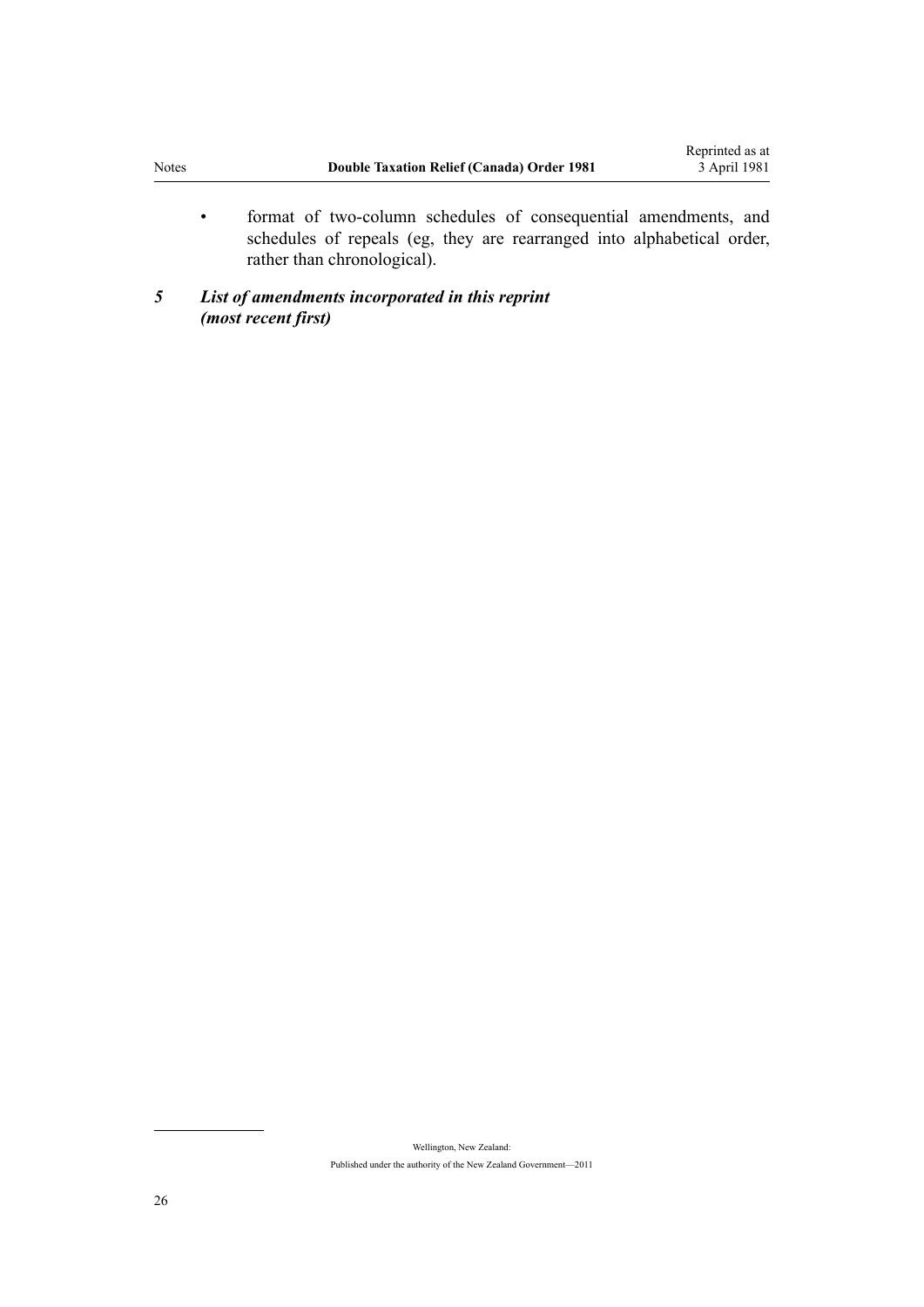- format of two-column schedules of consequential amendments, and schedules of repeals (eg, they are rearranged into alphabetical order, rather than chronological).

### *5 List of amendments incorporated in this reprint (most recent first)*

Wellington, New Zealand:

Published under the authority of the New Zealand Government—2011